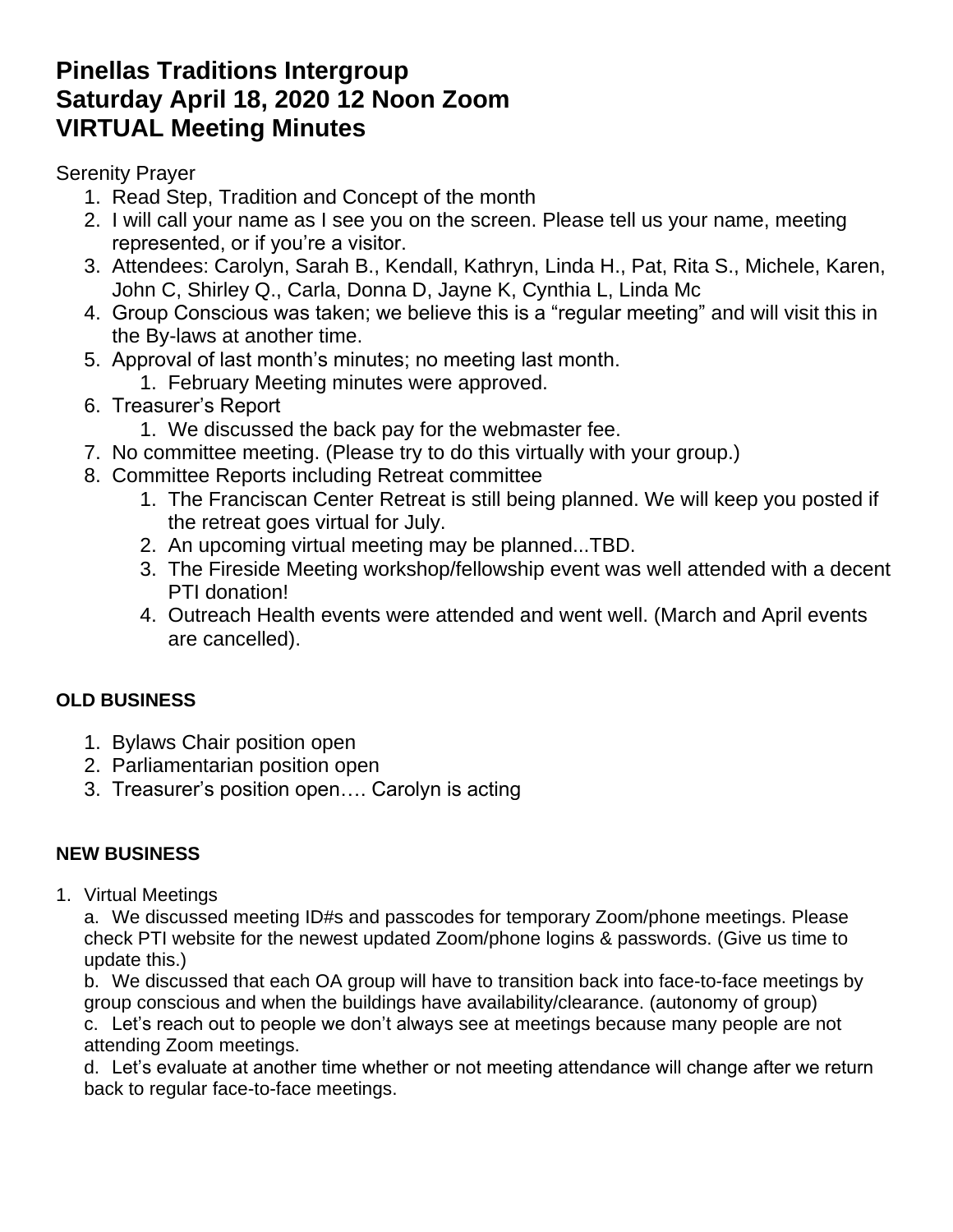# Pinellas Traditions Intergroup
# Saturday April 18, 2020 12 Noon Zoom
# VIRTUAL Meeting Minutes

Serenity Prayer

1. Read Step, Tradition and Concept of the month
2. I will call your name as I see you on the screen. Please tell us your name, meeting represented, or if you're a visitor.
3. Attendees: Carolyn, Sarah B., Kendall, Kathryn, Linda H., Pat, Rita S., Michele, Karen, John C, Shirley Q., Carla, Donna D, Jayne K, Cynthia L, Linda Mc
4. Group Conscious was taken; we believe this is a "regular meeting" and will visit this in the By-laws at another time.
5. Approval of last month's minutes; no meeting last month.
    1. February Meeting minutes were approved.
6. Treasurer's Report
    1. We discussed the back pay for the webmaster fee.
7. No committee meeting. (Please try to do this virtually with your group.)
8. Committee Reports including Retreat committee
    1. The Franciscan Center Retreat is still being planned. We will keep you posted if the retreat goes virtual for July.
    2. An upcoming virtual meeting may be planned...TBD.
    3. The Fireside Meeting workshop/fellowship event was well attended with a decent PTI donation!
    4. Outreach Health events were attended and went well. (March and April events are cancelled).

**OLD BUSINESS**

1. Bylaws Chair position open
2. Parliamentarian position open
3. Treasurer's position open…. Carolyn is acting

**NEW BUSINESS**

1. Virtual Meetings

    a. We discussed meeting ID#s and passcodes for temporary Zoom/phone meetings. Please check PTI website for the newest updated Zoom/phone logins & passwords. (Give us time to update this.)

    b. We discussed that each OA group will have to transition back into face-to-face meetings by group conscious and when the buildings have availability/clearance. (autonomy of group)

    c. Let's reach out to people we don't always see at meetings because many people are not attending Zoom meetings.

    d. Let's evaluate at another time whether or not meeting attendance will change after we return back to regular face-to-face meetings.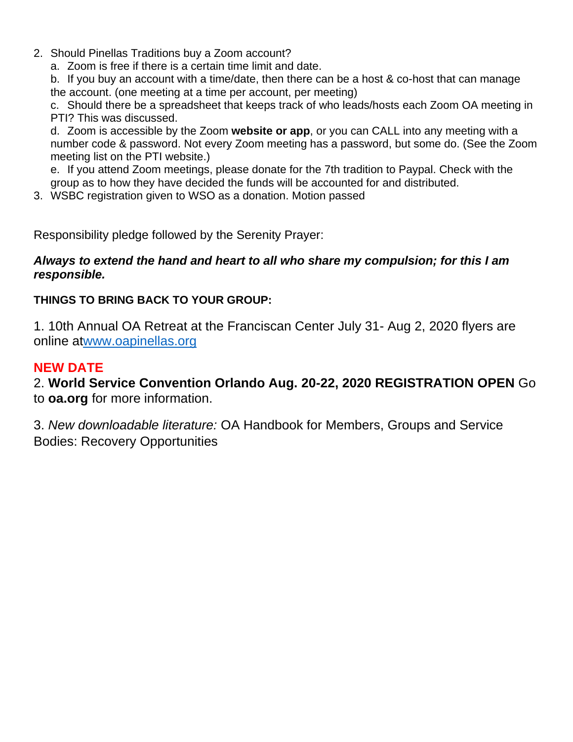2. Should Pinellas Traditions buy a Zoom account?
   a. Zoom is free if there is a certain time limit and date.
   b. If you buy an account with a time/date, then there can be a host & co-host that can manage the account. (one meeting at a time per account, per meeting)
   c. Should there be a spreadsheet that keeps track of who leads/hosts each Zoom OA meeting in PTI? This was discussed.
   d. Zoom is accessible by the Zoom **website or app**, or you can CALL into any meeting with a number code & password. Not every Zoom meeting has a password, but some do. (See the Zoom meeting list on the PTI website.)
   e. If you attend Zoom meetings, please donate for the 7th tradition to Paypal. Check with the group as to how they have decided the funds will be accounted for and distributed.
3. WSBC registration given to WSO as a donation. Motion passed

Responsibility pledge followed by the Serenity Prayer:

***Always to extend the hand and heart to all who share my compulsion; for this I am responsible.***

**THINGS TO BRING BACK TO YOUR GROUP:**

1. 10th Annual OA Retreat at the Franciscan Center July 31- Aug 2, 2020 flyers are online at[www.oapinellas.org](http://www.oapinellas.org)

**NEW DATE**

2. **World Service Convention Orlando Aug. 20-22, 2020 REGISTRATION OPEN** Go to **oa.org** for more information.

3. *New downloadable literature:* OA Handbook for Members, Groups and Service Bodies: Recovery Opportunities